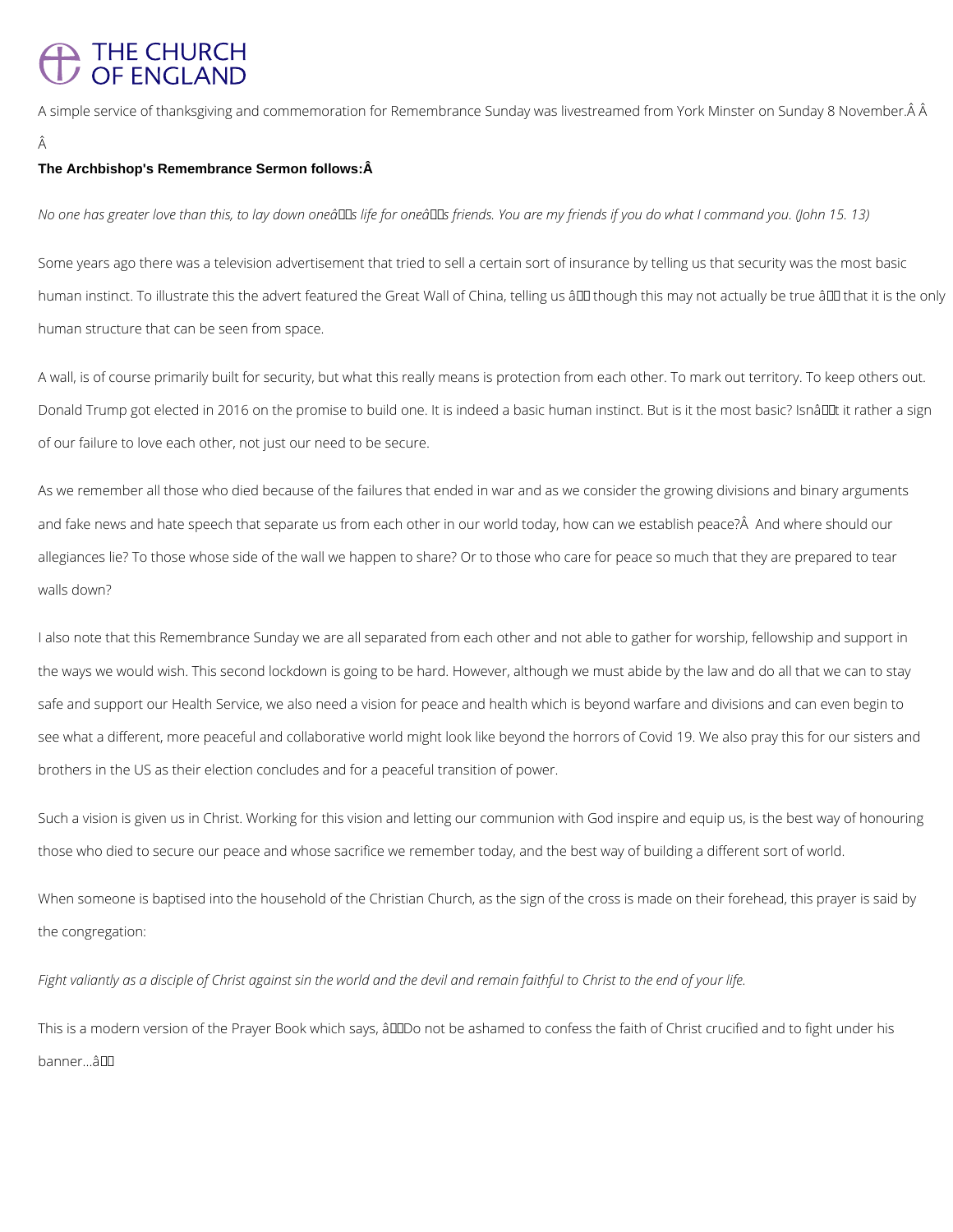# THE CHURCH OF ENGLAND

A simple service of thanksgiving and commemoration for Remembrance Sunday was livestreamed from York Minster on Sunday 8 November.

**The Archbishop's Remembrance Sermon follows:**

*No one has greater love than this, to lay down one's life for one's friends. You are my friends if you do what I command you. (John 15. 13)*

Some years ago there was a television advertisement that tried to sell a certain sort of insurance by telling us that security was the most basic human instinct. To illustrate this the advert featured the Great Wall of China, telling us – though this may not actually be true – that it is the only human structure that can be seen from space.

A wall, is of course primarily built for security, but what this really means is protection from each other. To mark out territory. To keep others out. Donald Trump got elected in 2016 on the promise to build one. It is indeed a basic human instinct. But is it the most basic? Isn't it rather a sign of our failure to love each other, not just our need to be secure.

As we remember all those who died because of the failures that ended in war and as we consider the growing divisions and binary arguments and fake news and hate speech that separate us from each other in our world today, how can we establish peace? And where should our allegiances lie? To those whose side of the wall we happen to share? Or to those who care for peace so much that they are prepared to tear walls down?

I also note that this Remembrance Sunday we are all separated from each other and not able to gather for worship, fellowship and support in the ways we would wish. This second lockdown is going to be hard. However, although we must abide by the law and do all that we can to stay safe and support our Health Service, we also need a vision for peace and health which is beyond warfare and divisions and can even begin to see what a different, more peaceful and collaborative world might look like beyond the horrors of Covid 19. We also pray this for our sisters and brothers in the US as their election concludes and for a peaceful transition of power.

Such a vision is given us in Christ. Working for this vision and letting our communion with God inspire and equip us, is the best way of honouring those who died to secure our peace and whose sacrifice we remember today, and the best way of building a different sort of world.

When someone is baptised into the household of the Christian Church, as the sign of the cross is made on their forehead, this prayer is said by the congregation:

*Fight valiantly as a disciple of Christ against sin the world and the devil and remain faithful to Christ to the end of your life.*

This is a modern version of the Prayer Book which says, "Do not be ashamed to confess the faith of Christ crucified and to fight under his banner..."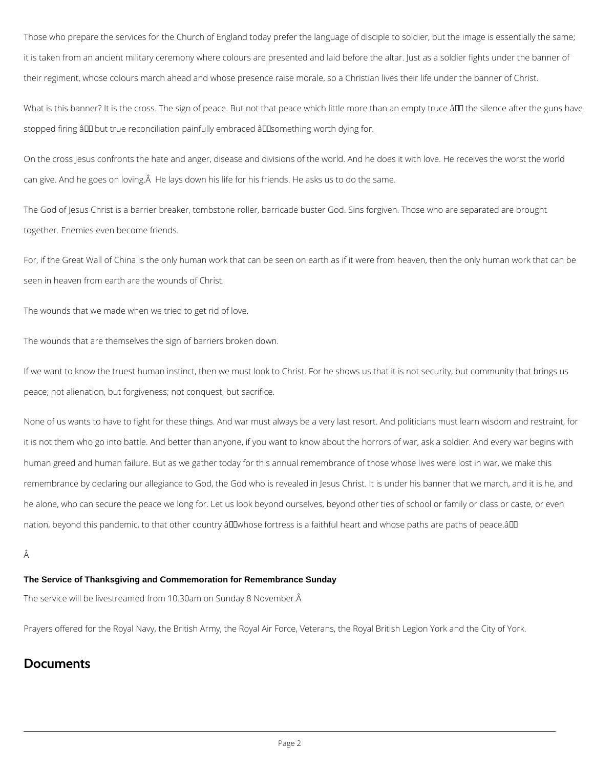Those who prepare the services for the Church of England today prefer the language of disciple to soldier, but the image is essentially the same; it is taken from an ancient military ceremony where colours are presented and laid before the altar. Just as a soldier fights under the banner of their regiment, whose colours march ahead and whose presence raise morale, so a Christian lives their life under the banner of Christ.

What is this banner? It is the cross. The sign of peace. But not that peace which little more than an empty truce â the silence after the guns have stopped firing â but true reconciliation painfully embraced â something worth dying for.

On the cross Jesus confronts the hate and anger, disease and divisions of the world. And he does it with love. He receives the worst the world can give. And he goes on loving.Â  He lays down his life for his friends. He asks us to do the same.

The God of Jesus Christ is a barrier breaker, tombstone roller, barricade buster God. Sins forgiven. Those who are separated are brought together. Enemies even become friends.

For, if the Great Wall of China is the only human work that can be seen on earth as if it were from heaven, then the only human work that can be seen in heaven from earth are the wounds of Christ.

The wounds that we made when we tried to get rid of love.

The wounds that are themselves the sign of barriers broken down.

If we want to know the truest human instinct, then we must look to Christ. For he shows us that it is not security, but community that brings us peace; not alienation, but forgiveness; not conquest, but sacrifice.

None of us wants to have to fight for these things. And war must always be a very last resort. And politicians must learn wisdom and restraint, for it is not them who go into battle. And better than anyone, if you want to know about the horrors of war, ask a soldier. And every war begins with human greed and human failure. But as we gather today for this annual remembrance of those whose lives were lost in war, we make this remembrance by declaring our allegiance to God, the God who is revealed in Jesus Christ. It is under his banner that we march, and it is he, and he alone, who can secure the peace we long for. Let us look beyond ourselves, beyond other ties of school or family or class or caste, or even nation, beyond this pandemic, to that other country âwhose fortress is a faithful heart and whose paths are paths of peace.â

Â

**The Service of Thanksgiving and Commemoration for Remembrance Sunday**

The service will be livestreamed from 10.30am on Sunday 8 November.Â

Prayers offered for the Royal Navy, the British Army, the Royal Air Force, Veterans, the Royal British Legion York and the City of York.

## Documents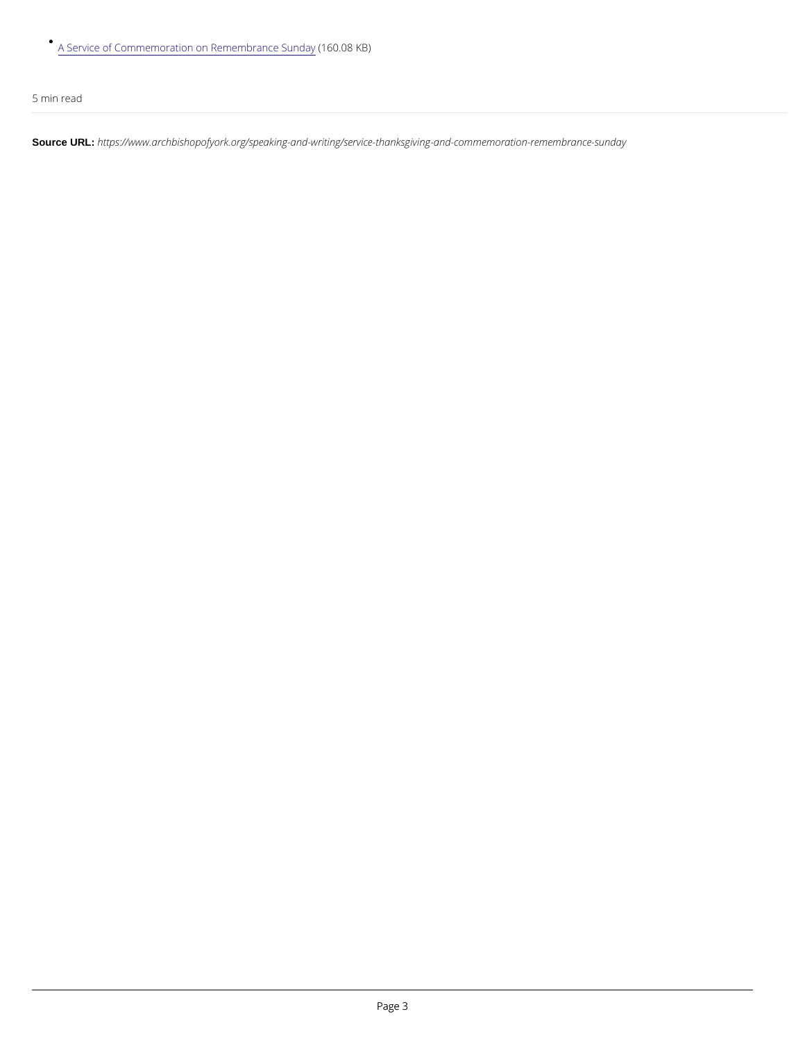- [A Service of Commemoration on Remembrance Sunday](#) (160.08 KB)

5 min read

---

**Source URL:** *https://www.archbishopofyork.org/speaking-and-writing/service-thanksgiving-and-commemoration-remembrance-sunday*